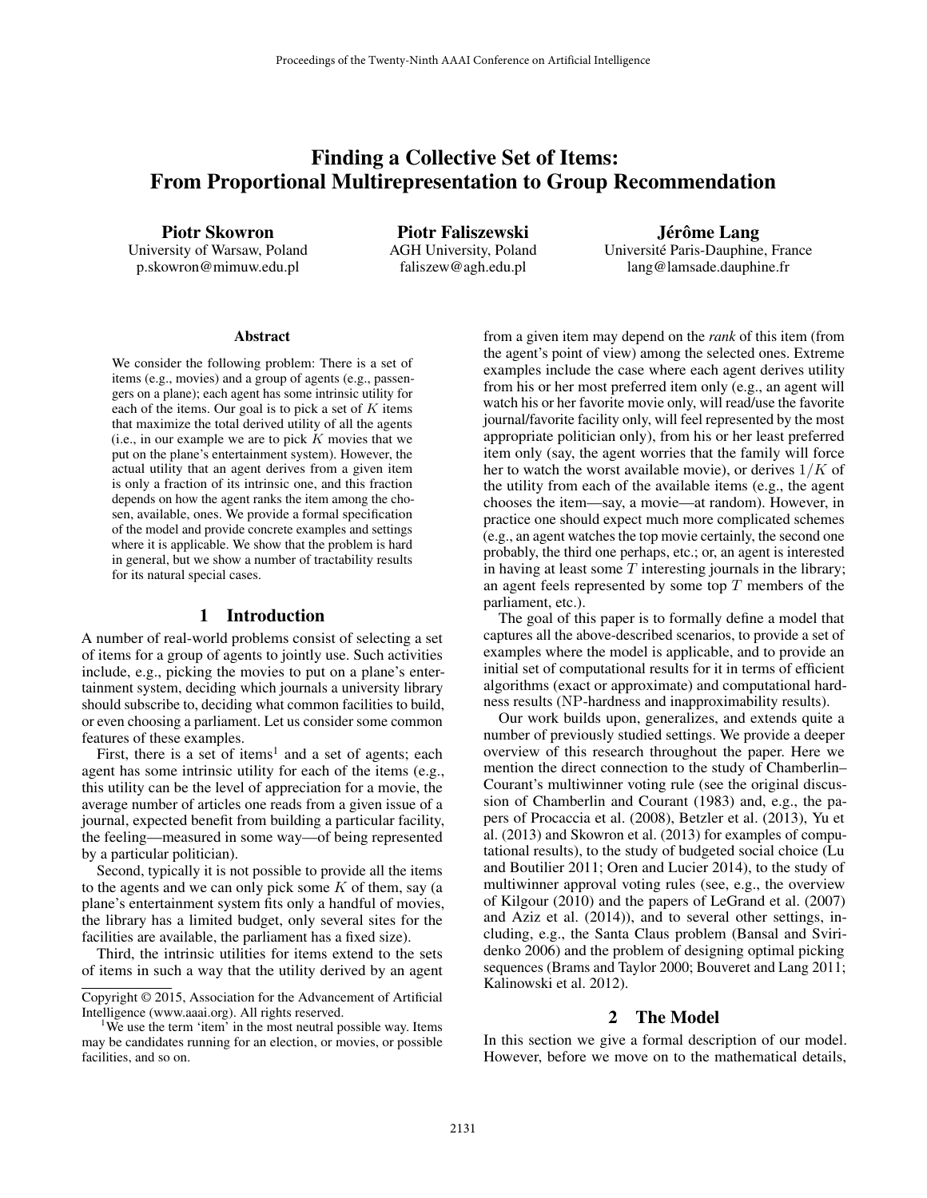# Finding a Collective Set of Items: From Proportional Multirepresentation to Group Recommendation

**Piotr Skowron**
University of Warsaw, Poland
p.skowron@mimuw.edu.pl

**Piotr Faliszewski**
AGH University, Poland
faliszew@agh.edu.pl

**Jérôme Lang**
Université Paris-Dauphine, France
lang@lamsade.dauphine.fr

### Abstract

We consider the following problem: There is a set of items (e.g., movies) and a group of agents (e.g., passengers on a plane); each agent has some intrinsic utility for each of the items. Our goal is to pick a set of $K$ items that maximize the total derived utility of all the agents (i.e., in our example we are to pick $K$ movies that we put on the plane's entertainment system). However, the actual utility that an agent derives from a given item is only a fraction of its intrinsic one, and this fraction depends on how the agent ranks the item among the chosen, available, ones. We provide a formal specification of the model and provide concrete examples and settings where it is applicable. We show that the problem is hard in general, but we show a number of tractability results for its natural special cases.

## 1 Introduction

A number of real-world problems consist of selecting a set of items for a group of agents to jointly use. Such activities include, e.g., picking the movies to put on a plane's entertainment system, deciding which journals a university library should subscribe to, deciding what common facilities to build, or even choosing a parliament. Let us consider some common features of these examples.

First, there is a set of items[1] and a set of agents; each agent has some intrinsic utility for each of the items (e.g., this utility can be the level of appreciation for a movie, the average number of articles one reads from a given issue of a journal, expected benefit from building a particular facility, the feeling—measured in some way—of being represented by a particular politician).

Second, typically it is not possible to provide all the items to the agents and we can only pick some $K$ of them, say (a plane's entertainment system fits only a handful of movies, the library has a limited budget, only several sites for the facilities are available, the parliament has a fixed size).

Third, the intrinsic utilities for items extend to the sets of items in such a way that the utility derived by an agent from a given item may depend on the *rank* of this item (from the agent's point of view) among the selected ones. Extreme examples include the case where each agent derives utility from his or her most preferred item only (e.g., an agent will watch his or her favorite movie only, will read/use the favorite journal/favorite facility only, will feel represented by the most appropriate politician only), from his or her least preferred item only (say, the agent worries that the family will force her to watch the worst available movie), or derives $1/K$ of the utility from each of the available items (e.g., the agent chooses the item—say, a movie—at random). However, in practice one should expect much more complicated schemes (e.g., an agent watches the top movie certainly, the second one probably, the third one perhaps, etc.; or, an agent is interested in having at least some $T$ interesting journals in the library; an agent feels represented by some top $T$ members of the parliament, etc.).

The goal of this paper is to formally define a model that captures all the above-described scenarios, to provide a set of examples where the model is applicable, and to provide an initial set of computational results for it in terms of efficient algorithms (exact or approximate) and computational hardness results (NP-hardness and inapproximability results).

Our work builds upon, generalizes, and extends quite a number of previously studied settings. We provide a deeper overview of this research throughout the paper. Here we mention the direct connection to the study of Chamberlin–Courant's multiwinner voting rule (see the original discussion of Chamberlin and Courant (1983) and, e.g., the papers of Procaccia et al. (2008), Betzler et al. (2013), Yu et al. (2013) and Skowron et al. (2013) for examples of computational results), to the study of budgeted social choice (Lu and Boutilier 2011; Oren and Lucier 2014), to the study of multiwinner approval voting rules (see, e.g., the overview of Kilgour (2010) and the papers of LeGrand et al. (2007) and Aziz et al. (2014)), and to several other settings, including, e.g., the Santa Claus problem (Bansal and Sviridenko 2006) and the problem of designing optimal picking sequences (Brams and Taylor 2000; Bouveret and Lang 2011; Kalinowski et al. 2012).

## 2 The Model

In this section we give a formal description of our model. However, before we move on to the mathematical details,

---

Copyright © 2015, Association for the Advancement of Artificial Intelligence (www.aaai.org). All rights reserved.

[1] We use the term 'item' in the most neutral possible way. Items may be candidates running for an election, or movies, or possible facilities, and so on.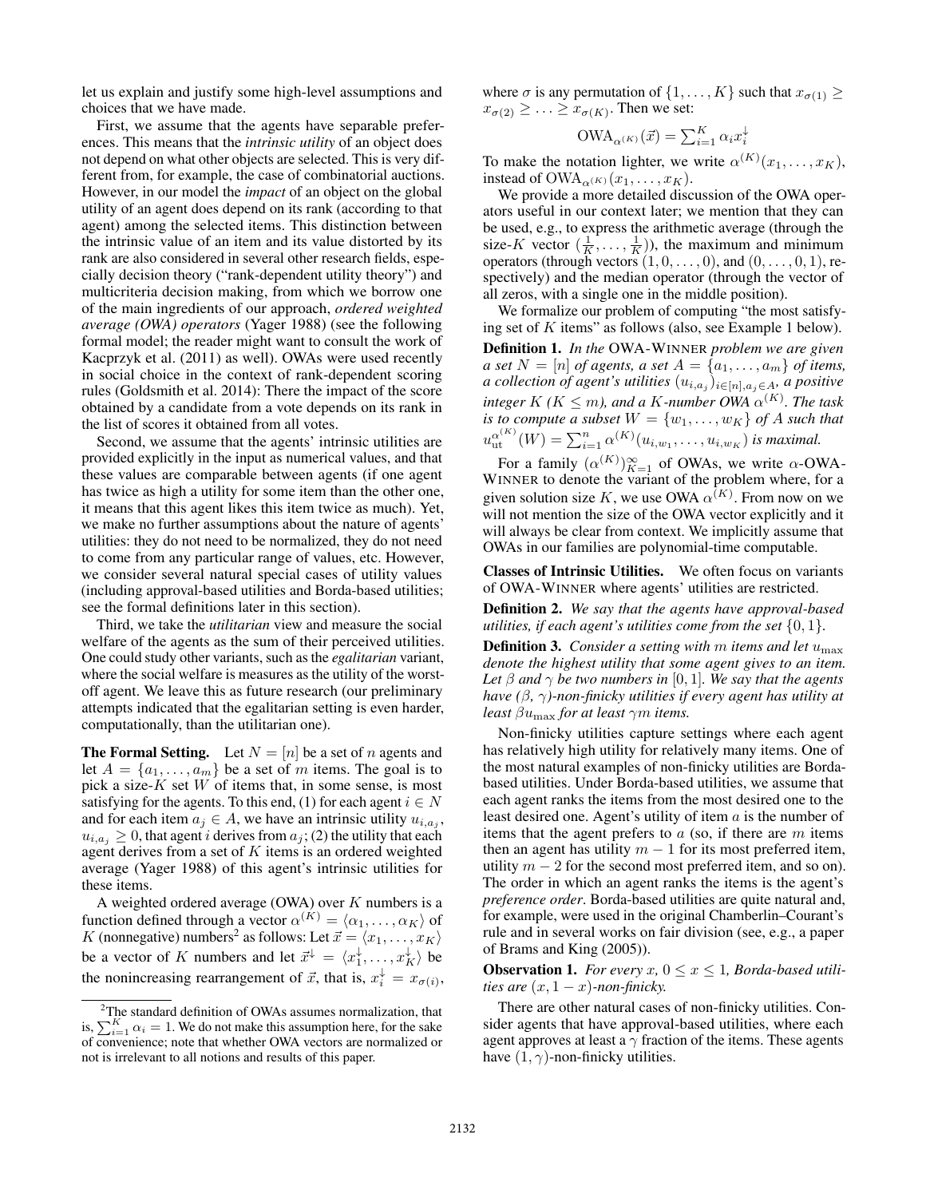let us explain and justify some high-level assumptions and choices that we have made.

First, we assume that the agents have separable preferences. This means that the *intrinsic utility* of an object does not depend on what other objects are selected. This is very different from, for example, the case of combinatorial auctions. However, in our model the *impact* of an object on the global utility of an agent does depend on its rank (according to that agent) among the selected items. This distinction between the intrinsic value of an item and its value distorted by its rank are also considered in several other research fields, especially decision theory ("rank-dependent utility theory") and multicriteria decision making, from which we borrow one of the main ingredients of our approach, *ordered weighted average (OWA) operators* (Yager 1988) (see the following formal model; the reader might want to consult the work of Kacprzyk et al. (2011) as well). OWAs were used recently in social choice in the context of rank-dependent scoring rules (Goldsmith et al. 2014): There the impact of the score obtained by a candidate from a vote depends on its rank in the list of scores it obtained from all votes.

Second, we assume that the agents' intrinsic utilities are provided explicitly in the input as numerical values, and that these values are comparable between agents (if one agent has twice as high a utility for some item than the other one, it means that this agent likes this item twice as much). Yet, we make no further assumptions about the nature of agents' utilities: they do not need to be normalized, they do not need to come from any particular range of values, etc. However, we consider several natural special cases of utility values (including approval-based utilities and Borda-based utilities; see the formal definitions later in this section).

Third, we take the *utilitarian* view and measure the social welfare of the agents as the sum of their perceived utilities. One could study other variants, such as the *egalitarian* variant, where the social welfare is measures as the utility of the worst-off agent. We leave this as future research (our preliminary attempts indicated that the egalitarian setting is even harder, computationally, than the utilitarian one).

**The Formal Setting.** Let $N = [n]$ be a set of $n$ agents and let $A = \{a_1, \dots, a_m\}$ be a set of $m$ items. The goal is to pick a size-$K$ set $W$ of items that, in some sense, is most satisfying for the agents. To this end, (1) for each agent $i \in N$ and for each item $a_j \in A$, we have an intrinsic utility $u_{i,a_j}$, $u_{i,a_j} \geq 0$, that agent $i$ derives from $a_j$; (2) the utility that each agent derives from a set of $K$ items is an ordered weighted average (Yager 1988) of this agent's intrinsic utilities for these items.

A weighted ordered average (OWA) over $K$ numbers is a function defined through a vector $\alpha^{(K)} = \langle \alpha_1, \dots, \alpha_K \rangle$ of $K$ (nonnegative) numbers[2] as follows: Let $\vec{x} = \langle x_1, \dots, x_K \rangle$ be a vector of $K$ numbers and let $\vec{x}^{\downarrow} = \langle x_1^{\downarrow}, \dots, x_K^{\downarrow} \rangle$ be the nonincreasing rearrangement of $\vec{x}$, that is, $x_i^{\downarrow} = x_{\sigma(i)}$, where $\sigma$ is any permutation of $\{1, \dots, K\}$ such that $x_{\sigma(1)} \geq x_{\sigma(2)} \geq \dots \geq x_{\sigma(K)}$. Then we set:

$$\mathrm{OWA}_{\alpha^{(K)}}(\vec{x}) = \sum_{i=1}^{K} \alpha_i x_i^{\downarrow}$$

To make the notation lighter, we write $\alpha^{(K)}(x_1, \dots, x_K)$, instead of $\mathrm{OWA}_{\alpha^{(K)}}(x_1, \dots, x_K)$.

We provide a more detailed discussion of the OWA operators useful in our context later; we mention that they can be used, e.g., to express the arithmetic average (through the size-$K$ vector $(\frac{1}{K}, \dots, \frac{1}{K})$), the maximum and minimum operators (through vectors $(1, 0, \dots, 0)$, and $(0, \dots, 0, 1)$, respectively) and the median operator (through the vector of all zeros, with a single one in the middle position).

We formalize our problem of computing "the most satisfying set of $K$ items" as follows (also, see Example 1 below).

**Definition 1.** *In the* OWA-WINNER *problem we are given a set $N = [n]$ of agents, a set $A = \{a_1, \dots, a_m\}$ of items, a collection of agent's utilities $(u_{i,a_j})_{i \in [n], a_j \in A}$, a positive integer $K$ ($K \leq m$), and a $K$-number OWA $\alpha^{(K)}$. The task is to compute a subset $W = \{w_1, \dots, w_K\}$ of $A$ such that $u_{\mathrm{ut}}^{\alpha^{(K)}}(W) = \sum_{i=1}^{n} \alpha^{(K)}(u_{i,w_1}, \dots, u_{i,w_K})$ is maximal.*

For a family $(\alpha^{(K)})_{K=1}^{\infty}$ of OWAs, we write $\alpha$-OWA-WINNER to denote the variant of the problem where, for a given solution size $K$, we use OWA $\alpha^{(K)}$. From now on we will not mention the size of the OWA vector explicitly and it will always be clear from context. We implicitly assume that OWAs in our families are polynomial-time computable.

**Classes of Intrinsic Utilities.** We often focus on variants of OWA-WINNER where agents' utilities are restricted.

**Definition 2.** *We say that the agents have approval-based utilities, if each agent's utilities come from the set $\{0, 1\}$.*

**Definition 3.** *Consider a setting with $m$ items and let $u_{\max}$ denote the highest utility that some agent gives to an item. Let $\beta$ and $\gamma$ be two numbers in $[0, 1]$. We say that the agents have ($\beta$, $\gamma$)-non-finicky utilities if every agent has utility at least $\beta u_{\max}$ for at least $\gamma m$ items.*

Non-finicky utilities capture settings where each agent has relatively high utility for relatively many items. One of the most natural examples of non-finicky utilities are Borda-based utilities. Under Borda-based utilities, we assume that each agent ranks the items from the most desired one to the least desired one. Agent's utility of item $a$ is the number of items that the agent prefers to $a$ (so, if there are $m$ items then an agent has utility $m - 1$ for its most preferred item, utility $m - 2$ for the second most preferred item, and so on). The order in which an agent ranks the items is the agent's *preference order*. Borda-based utilities are quite natural and, for example, were used in the original Chamberlin–Courant's rule and in several works on fair division (see, e.g., a paper of Brams and King (2005)).

**Observation 1.** *For every $x$, $0 \leq x \leq 1$, Borda-based utilities are $(x, 1 - x)$-non-finicky.*

There are other natural cases of non-finicky utilities. Consider agents that have approval-based utilities, where each agent approves at least a $\gamma$ fraction of the items. These agents have $(1, \gamma)$-non-finicky utilities.

[2] The standard definition of OWAs assumes normalization, that is, $\sum_{i=1}^{K} \alpha_i = 1$. We do not make this assumption here, for the sake of convenience; note that whether OWA vectors are normalized or not is irrelevant to all notions and results of this paper.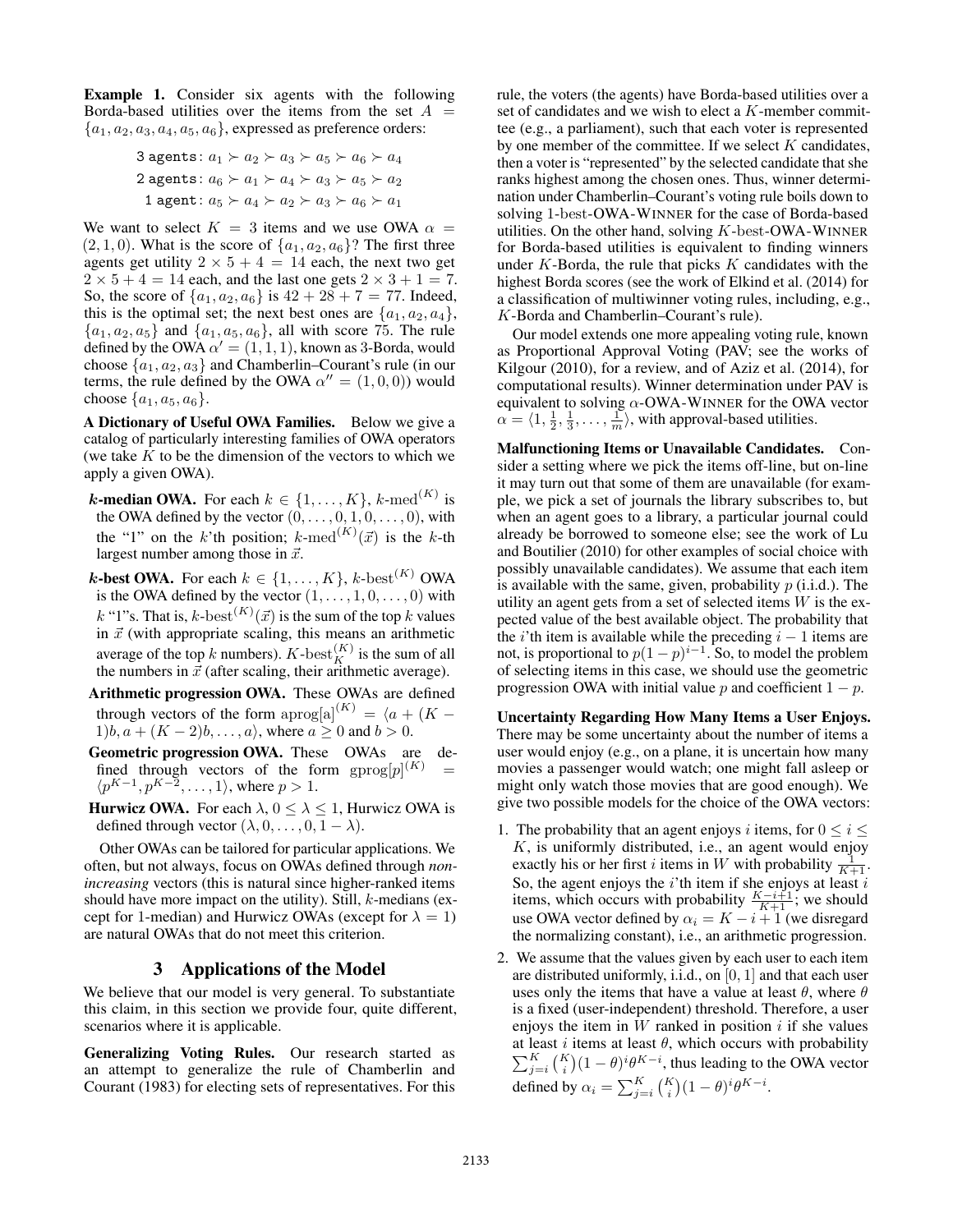**Example 1.** Consider six agents with the following Borda-based utilities over the items from the set $A = \{a_1, a_2, a_3, a_4, a_5, a_6\}$, expressed as preference orders:

$$\texttt{3 agents}: a_1 \succ a_2 \succ a_3 \succ a_5 \succ a_6 \succ a_4$$
$$\texttt{2 agents}: a_6 \succ a_1 \succ a_4 \succ a_3 \succ a_5 \succ a_2$$
$$\texttt{1 agent}: a_5 \succ a_4 \succ a_2 \succ a_3 \succ a_6 \succ a_1$$

We want to select $K = 3$ items and we use OWA $\alpha = (2, 1, 0)$. What is the score of $\{a_1, a_2, a_6\}$? The first three agents get utility $2 \times 5 + 4 = 14$ each, the next two get $2 \times 5 + 4 = 14$ each, and the last one gets $2 \times 3 + 1 = 7$. So, the score of $\{a_1, a_2, a_6\}$ is $42 + 28 + 7 = 77$. Indeed, this is the optimal set; the next best ones are $\{a_1, a_2, a_4\}$, $\{a_1, a_2, a_5\}$ and $\{a_1, a_5, a_6\}$, all with score 75. The rule defined by the OWA $\alpha' = (1, 1, 1)$, known as 3-Borda, would choose $\{a_1, a_2, a_3\}$ and Chamberlin–Courant's rule (in our terms, the rule defined by the OWA $\alpha'' = (1, 0, 0)$) would choose $\{a_1, a_5, a_6\}$.

**A Dictionary of Useful OWA Families.** Below we give a catalog of particularly interesting families of OWA operators (we take $K$ to be the dimension of the vectors to which we apply a given OWA).

- ***k*-median OWA.** For each $k \in \{1, \ldots, K\}$, $k\text{-med}^{(K)}$ is the OWA defined by the vector $(0, \ldots, 0, 1, 0, \ldots, 0)$, with the "1" on the $k$'th position; $k\text{-med}^{(K)}(\vec{x})$ is the $k$-th largest number among those in $\vec{x}$.
- ***k*-best OWA.** For each $k \in \{1, \ldots, K\}$, $k\text{-best}^{(K)}$ OWA is the OWA defined by the vector $(1, \ldots, 1, 0, \ldots, 0)$ with $k$ "1"s. That is, $k\text{-best}^{(K)}(\vec{x})$ is the sum of the top $k$ values in $\vec{x}$ (with appropriate scaling, this means an arithmetic average of the top $k$ numbers). $K\text{-best}_K^{(K)}$ is the sum of all the numbers in $\vec{x}$ (after scaling, their arithmetic average).
- **Arithmetic progression OWA.** These OWAs are defined through vectors of the form $\text{aprog[a]}^{(K)} = \langle a + (K - 1)b, a + (K - 2)b, \ldots, a\rangle$, where $a \geq 0$ and $b > 0$.
- **Geometric progression OWA.** These OWAs are defined through vectors of the form $\text{gprog}[p]^{(K)} = \langle p^{K-1}, p^{K-2}, \ldots, 1\rangle$, where $p > 1$.
- **Hurwicz OWA.** For each $\lambda$, $0 \leq \lambda \leq 1$, Hurwicz OWA is defined through vector $(\lambda, 0, \ldots, 0, 1 - \lambda)$.

Other OWAs can be tailored for particular applications. We often, but not always, focus on OWAs defined through *non-increasing* vectors (this is natural since higher-ranked items should have more impact on the utility). Still, $k$-medians (except for 1-median) and Hurwicz OWAs (except for $\lambda = 1$) are natural OWAs that do not meet this criterion.

## 3 Applications of the Model

We believe that our model is very general. To substantiate this claim, in this section we provide four, quite different, scenarios where it is applicable.

**Generalizing Voting Rules.** Our research started as an attempt to generalize the rule of Chamberlin and Courant (1983) for electing sets of representatives. For this rule, the voters (the agents) have Borda-based utilities over a set of candidates and we wish to elect a $K$-member committee (e.g., a parliament), such that each voter is represented by one member of the committee. If we select $K$ candidates, then a voter is "represented" by the selected candidate that she ranks highest among the chosen ones. Thus, winner determination under Chamberlin–Courant's voting rule boils down to solving 1-best-OWA-WINNER for the case of Borda-based utilities. On the other hand, solving $K$-best-OWA-WINNER for Borda-based utilities is equivalent to finding winners under $K$-Borda, the rule that picks $K$ candidates with the highest Borda scores (see the work of Elkind et al. (2014) for a classification of multiwinner voting rules, including, e.g., $K$-Borda and Chamberlin–Courant's rule).

Our model extends one more appealing voting rule, known as Proportional Approval Voting (PAV; see the works of Kilgour (2010), for a review, and of Aziz et al. (2014), for computational results). Winner determination under PAV is equivalent to solving $\alpha$-OWA-WINNER for the OWA vector $\alpha = \langle 1, \frac{1}{2}, \frac{1}{3}, \ldots, \frac{1}{m}\rangle$, with approval-based utilities.

**Malfunctioning Items or Unavailable Candidates.** Consider a setting where we pick the items off-line, but on-line it may turn out that some of them are unavailable (for example, we pick a set of journals the library subscribes to, but when an agent goes to a library, a particular journal could already be borrowed to someone else; see the work of Lu and Boutilier (2010) for other examples of social choice with possibly unavailable candidates). We assume that each item is available with the same, given, probability $p$ (i.i.d.). The utility an agent gets from a set of selected items $W$ is the expected value of the best available object. The probability that the $i$'th item is available while the preceding $i - 1$ items are not, is proportional to $p(1 - p)^{i-1}$. So, to model the problem of selecting items in this case, we should use the geometric progression OWA with initial value $p$ and coefficient $1 - p$.

**Uncertainty Regarding How Many Items a User Enjoys.** There may be some uncertainty about the number of items a user would enjoy (e.g., on a plane, it is uncertain how many movies a passenger would watch; one might fall asleep or might only watch those movies that are good enough). We give two possible models for the choice of the OWA vectors:

1. The probability that an agent enjoys $i$ items, for $0 \leq i \leq K$, is uniformly distributed, i.e., an agent would enjoy exactly his or her first $i$ items in $W$ with probability $\frac{1}{K+1}$. So, the agent enjoys the $i$'th item if she enjoys at least $i$ items, which occurs with probability $\frac{K-i+1}{K+1}$; we should use OWA vector defined by $\alpha_i = K - i + 1$ (we disregard the normalizing constant), i.e., an arithmetic progression.
2. We assume that the values given by each user to each item are distributed uniformly, i.i.d., on $[0, 1]$ and that each user uses only the items that have a value at least $\theta$, where $\theta$ is a fixed (user-independent) threshold. Therefore, a user enjoys the item in $W$ ranked in position $i$ if she values at least $i$ items at least $\theta$, which occurs with probability $\sum_{j=i}^{K} \binom{K}{i}(1 - \theta)^i \theta^{K-i}$, thus leading to the OWA vector defined by $\alpha_i = \sum_{j=i}^{K} \binom{K}{i}(1 - \theta)^i \theta^{K-i}$.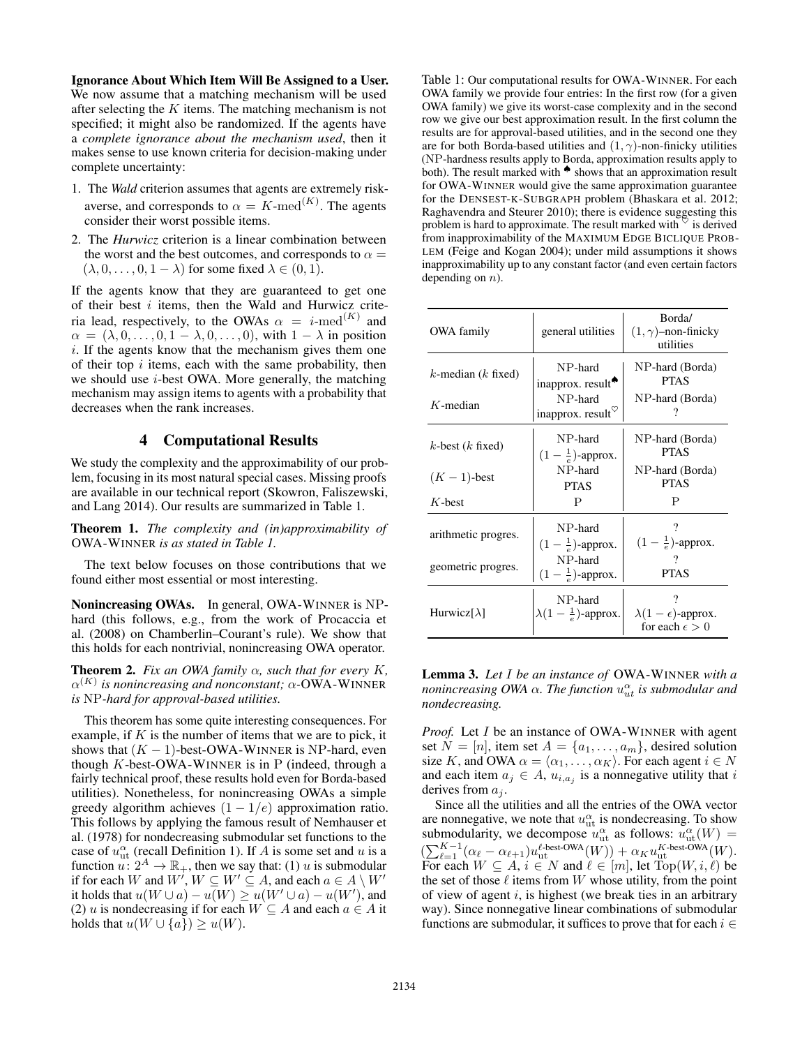**Ignorance About Which Item Will Be Assigned to a User.** We now assume that a matching mechanism will be used after selecting the $K$ items. The matching mechanism is not specified; it might also be randomized. If the agents have a *complete ignorance about the mechanism used*, then it makes sense to use known criteria for decision-making under complete uncertainty:

1. The *Wald* criterion assumes that agents are extremely risk-averse, and corresponds to $\alpha = K\text{-med}^{(K)}$. The agents consider their worst possible items.
2. The *Hurwicz* criterion is a linear combination between the worst and the best outcomes, and corresponds to $\alpha = (\lambda, 0, \ldots, 0, 1-\lambda)$ for some fixed $\lambda \in (0, 1)$.

If the agents know that they are guaranteed to get one of their best $i$ items, then the Wald and Hurwicz criteria lead, respectively, to the OWAs $\alpha = i\text{-med}^{(K)}$ and $\alpha = (\lambda, 0, \ldots, 0, 1-\lambda, 0, \ldots, 0)$, with $1 - \lambda$ in position $i$. If the agents know that the mechanism gives them one of their top $i$ items, each with the same probability, then we should use $i$-best OWA. More generally, the matching mechanism may assign items to agents with a probability that decreases when the rank increases.

## 4 Computational Results

We study the complexity and the approximability of our problem, focusing in its most natural special cases. Missing proofs are available in our technical report (Skowron, Faliszewski, and Lang 2014). Our results are summarized in Table 1.

**Theorem 1.** *The complexity and (in)approximability of* OWA-WINNER *is as stated in Table 1.*

The text below focuses on those contributions that we found either most essential or most interesting.

**Nonincreasing OWAs.** In general, OWA-WINNER is NP-hard (this follows, e.g., from the work of Procaccia et al. (2008) on Chamberlin–Courant's rule). We show that this holds for each nontrivial, nonincreasing OWA operator.

**Theorem 2.** *Fix an OWA family $\alpha$, such that for every $K$, $\alpha^{(K)}$ is nonincreasing and nonconstant; $\alpha$-OWA-WINNER is* NP*-hard for approval-based utilities.*

This theorem has some quite interesting consequences. For example, if $K$ is the number of items that we are to pick, it shows that $(K-1)$-best-OWA-WINNER is NP-hard, even though $K$-best-OWA-WINNER is in P (indeed, through a fairly technical proof, these results hold even for Borda-based utilities). Nonetheless, for nonincreasing OWAs a simple greedy algorithm achieves $(1-1/e)$ approximation ratio. This follows by applying the famous result of Nemhauser et al. (1978) for nondecreasing submodular set functions to the case of $u^{\alpha}_{\mathrm{ut}}$ (recall Definition 1). If $A$ is some set and $u$ is a function $u\colon 2^A \rightarrow \mathbb{R}_+$, then we say that: (1) $u$ is submodular if for each $W$ and $W'$, $W \subseteq W' \subseteq A$, and each $a \in A \setminus W'$ it holds that $u(W \cup a) - u(W) \geq u(W' \cup a) - u(W')$, and (2) $u$ is nondecreasing if for each $W \subseteq A$ and each $a \in A$ it holds that $u(W \cup \{a\}) \geq u(W)$.

Table 1: Our computational results for OWA-WINNER. For each OWA family we provide four entries: In the first row (for a given OWA family) we give its worst-case complexity and in the second row we give our best approximation result. In the first column the results are for approval-based utilities, and in the second one they are for both Borda-based utilities and $(1,\gamma)$-non-finicky utilities (NP-hardness results apply to Borda, approximation results apply to both). The result marked with ♠ shows that an approximation result for OWA-WINNER would give the same approximation guarantee for the DENSEST-K-SUBGRAPH problem (Bhaskara et al. 2012; Raghavendra and Steurer 2010); there is evidence suggesting this problem is hard to approximate. The result marked with ♡ is derived from inapproximability of the MAXIMUM EDGE BICLIQUE PROBLEM (Feige and Kogan 2004); under mild assumptions it shows inapproximability up to any constant factor (and even certain factors depending on $n$).

| OWA family | general utilities | Borda/ $(1,\gamma)$–non-finicky utilities |
|---|---|---|
| $k$-median ($k$ fixed) | NP-hard | NP-hard (Borda) |
| | inapprox. result♠ | PTAS |
| $K$-median | NP-hard | NP-hard (Borda) |
| | inapprox. result♡ | ? |
| $k$-best ($k$ fixed) | NP-hard | NP-hard (Borda) |
| | $(1-\frac{1}{e})$-approx. | PTAS |
| $(K-1)$-best | NP-hard | NP-hard (Borda) |
| | PTAS | PTAS |
| $K$-best | P | P |
| arithmetic progres. | NP-hard | ? |
| | $(1-\frac{1}{e})$-approx. | $(1-\frac{1}{e})$-approx. |
| geometric progres. | NP-hard | ? |
| | $(1-\frac{1}{e})$-approx. | PTAS |
| Hurwicz[$\lambda$] | NP-hard | ? |
| | $\lambda(1-\frac{1}{e})$-approx. | $\lambda(1-\epsilon)$-approx. for each $\epsilon > 0$ |

**Lemma 3.** *Let $I$ be an instance of* OWA-WINNER *with a nonincreasing OWA $\alpha$. The function $u^{\alpha}_{ut}$ is submodular and nondecreasing.*

*Proof.* Let $I$ be an instance of OWA-WINNER with agent set $N = [n]$, item set $A = \{a_1, \ldots, a_m\}$, desired solution size $K$, and OWA $\alpha = \langle \alpha_1, \ldots, \alpha_K \rangle$. For each agent $i \in N$ and each item $a_j \in A$, $u_{i,a_j}$ is a nonnegative utility that $i$ derives from $a_j$.

Since all the utilities and all the entries of the OWA vector are nonnegative, we note that $u^{\alpha}_{\mathrm{ut}}$ is nondecreasing. To show submodularity, we decompose $u^{\alpha}_{\mathrm{ut}}$ as follows: $u^{\alpha}_{\mathrm{ut}}(W) = (\sum_{\ell=1}^{K-1}(\alpha_\ell - \alpha_{\ell+1})u^{\ell\text{-best-OWA}}_{\mathrm{ut}}(W)) + \alpha_K u^{K\text{-best-OWA}}_{\mathrm{ut}}(W)$. For each $W \subseteq A$, $i \in N$ and $\ell \in [m]$, let $\mathrm{Top}(W, i, \ell)$ be the set of those $\ell$ items from $W$ whose utility, from the point of view of agent $i$, is highest (we break ties in an arbitrary way). Since nonnegative linear combinations of submodular functions are submodular, it suffices to prove that for each $i \in$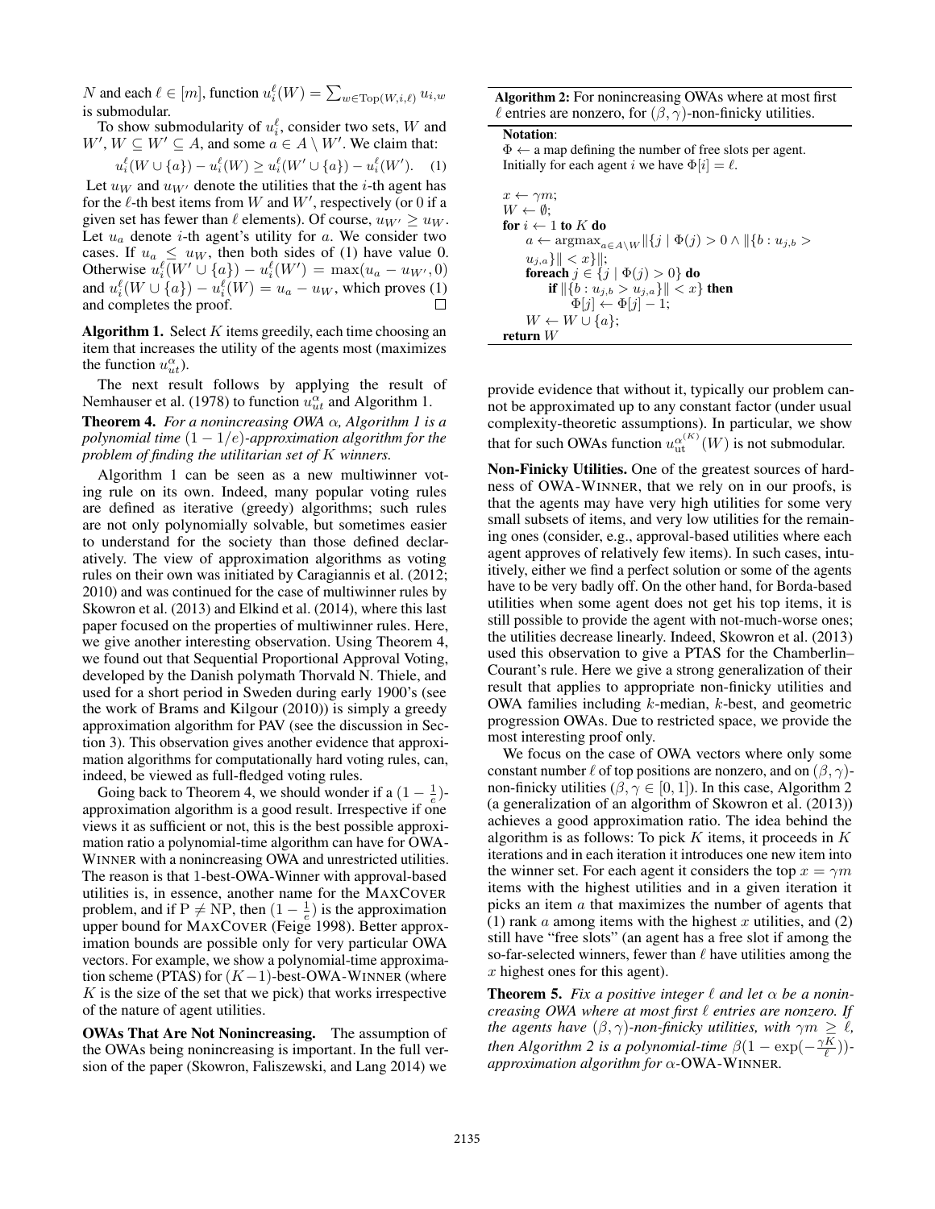$N$ and each $\ell \in [m]$, function $u_i^\ell(W) = \sum_{w \in \mathrm{Top}(W,i,\ell)} u_{i,w}$ is submodular.

To show submodularity of $u_i^\ell$, consider two sets, $W$ and $W'$, $W \subseteq W' \subseteq A$, and some $a \in A \setminus W'$. We claim that:

$$u_i^\ell(W \cup \{a\}) - u_i^\ell(W) \geq u_i^\ell(W' \cup \{a\}) - u_i^\ell(W'). \quad (1)$$

Let $u_W$ and $u_{W'}$ denote the utilities that the $i$-th agent has for the $\ell$-th best items from $W$ and $W'$, respectively (or 0 if a given set has fewer than $\ell$ elements). Of course, $u_{W'} \geq u_W$. Let $u_a$ denote $i$-th agent's utility for $a$. We consider two cases. If $u_a \leq u_W$, then both sides of (1) have value 0. Otherwise $u_i^\ell(W' \cup \{a\}) - u_i^\ell(W') = \max(u_a - u_{W'}, 0)$ and $u_i^\ell(W \cup \{a\}) - u_i^\ell(W) = u_a - u_W$, which proves (1) and completes the proof. □

**Algorithm 1.** Select $K$ items greedily, each time choosing an item that increases the utility of the agents most (maximizes the function $u_{ut}^\alpha$).

The next result follows by applying the result of Nemhauser et al. (1978) to function $u_{ut}^\alpha$ and Algorithm 1.

**Theorem 4.** *For a nonincreasing OWA $\alpha$, Algorithm 1 is a polynomial time $(1 - 1/e)$-approximation algorithm for the problem of finding the utilitarian set of $K$ winners.*

Algorithm 1 can be seen as a new multiwinner voting rule on its own. Indeed, many popular voting rules are defined as iterative (greedy) algorithms; such rules are not only polynomially solvable, but sometimes easier to understand for the society than those defined declaratively. The view of approximation algorithms as voting rules on their own was initiated by Caragiannis et al. (2012; 2010) and was continued for the case of multiwinner rules by Skowron et al. (2013) and Elkind et al. (2014), where this last paper focused on the properties of multiwinner rules. Here, we give another interesting observation. Using Theorem 4, we found out that Sequential Proportional Approval Voting, developed by the Danish polymath Thorvald N. Thiele, and used for a short period in Sweden during early 1900's (see the work of Brams and Kilgour (2010)) is simply a greedy approximation algorithm for PAV (see the discussion in Section 3). This observation gives another evidence that approximation algorithms for computationally hard voting rules, can, indeed, be viewed as full-fledged voting rules.

Going back to Theorem 4, we should wonder if a $(1 - \frac{1}{e})$-approximation algorithm is a good result. Irrespective if one views it as sufficient or not, this is the best possible approximation ratio a polynomial-time algorithm can have for OWA-WINNER with a nonincreasing OWA and unrestricted utilities. The reason is that 1-best-OWA-Winner with approval-based utilities is, in essence, another name for the MAXCOVER problem, and if $\mathrm{P} \neq \mathrm{NP}$, then $(1 - \frac{1}{e})$ is the approximation upper bound for MAXCOVER (Feige 1998). Better approximation bounds are possible only for very particular OWA vectors. For example, we show a polynomial-time approximation scheme (PTAS) for $(K-1)$-best-OWA-WINNER (where $K$ is the size of the set that we pick) that works irrespective of the nature of agent utilities.

**OWAs That Are Not Nonincreasing.** The assumption of the OWAs being nonincreasing is important. In the full version of the paper (Skowron, Faliszewski, and Lang 2014) we provide evidence that without it, typically our problem cannot be approximated up to any constant factor (under usual complexity-theoretic assumptions). In particular, we show that for such OWAs function $u_{\mathrm{ut}}^{\alpha^{(K)}}(W)$ is not submodular.

**Algorithm 2:** For nonincreasing OWAs where at most first $\ell$ entries are nonzero, for $(\beta, \gamma)$-non-finicky utilities.

```
Notation:
Φ ← a map defining the number of free slots per agent.
Initially for each agent i we have Φ[i] = ℓ.

x ← γm;
W ← ∅;
for i ← 1 to K do
    a ← argmax_{a∈A\W} ‖{j | Φ(j) > 0 ∧ ‖{b : u_{j,b} > u_{j,a}}‖ < x}‖;
    foreach j ∈ {j | Φ(j) > 0} do
        if ‖{b : u_{j,b} > u_{j,a}}‖ < x then
            Φ[j] ← Φ[j] − 1;
    W ← W ∪ {a};
return W
```

**Non-Finicky Utilities.** One of the greatest sources of hardness of OWA-WINNER, that we rely on in our proofs, is that the agents may have very high utilities for some very small subsets of items, and very low utilities for the remaining ones (consider, e.g., approval-based utilities where each agent approves of relatively few items). In such cases, intuitively, either we find a perfect solution or some of the agents have to be very badly off. On the other hand, for Borda-based utilities when some agent does not get his top items, it is still possible to provide the agent with not-much-worse ones; the utilities decrease linearly. Indeed, Skowron et al. (2013) used this observation to give a PTAS for the Chamberlin–Courant's rule. Here we give a strong generalization of their result that applies to appropriate non-finicky utilities and OWA families including $k$-median, $k$-best, and geometric progression OWAs. Due to restricted space, we provide the most interesting proof only.

We focus on the case of OWA vectors where only some constant number $\ell$ of top positions are nonzero, and on $(\beta, \gamma)$-non-finicky utilities ($\beta, \gamma \in [0, 1]$). In this case, Algorithm 2 (a generalization of an algorithm of Skowron et al. (2013)) achieves a good approximation ratio. The idea behind the algorithm is as follows: To pick $K$ items, it proceeds in $K$ iterations and in each iteration it introduces one new item into the winner set. For each agent it considers the top $x = \gamma m$ items with the highest utilities and in a given iteration it picks an item $a$ that maximizes the number of agents that (1) rank $a$ among items with the highest $x$ utilities, and (2) still have "free slots" (an agent has a free slot if among the so-far-selected winners, fewer than $\ell$ have utilities among the $x$ highest ones for this agent).

**Theorem 5.** *Fix a positive integer $\ell$ and let $\alpha$ be a nonincreasing OWA where at most first $\ell$ entries are nonzero. If the agents have $(\beta, \gamma)$-non-finicky utilities, with $\gamma m \geq \ell$, then Algorithm 2 is a polynomial-time $\beta(1 - \exp(-\frac{\gamma K}{\ell}))$-approximation algorithm for $\alpha$-OWA-WINNER.*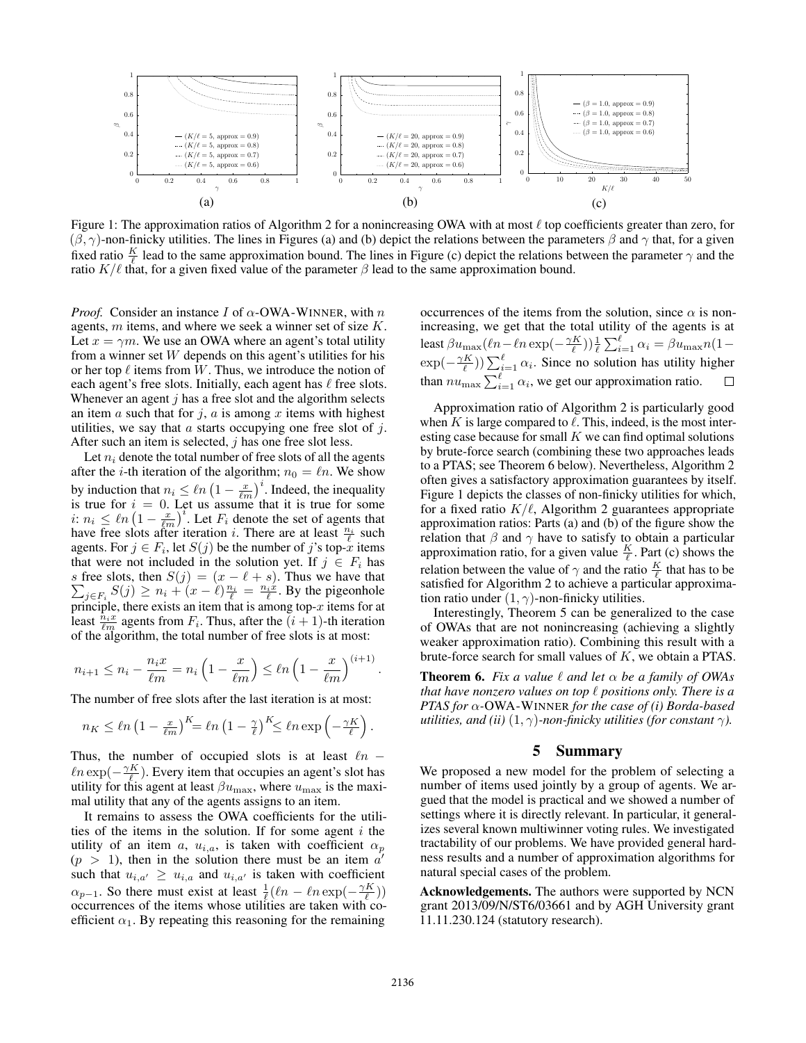Figure 1: The approximation ratios of Algorithm 2 for a nonincreasing OWA with at most $\ell$ top coefficients greater than zero, for $(\beta, \gamma)$-non-finicky utilities. The lines in Figures (a) and (b) depict the relations between the parameters $\beta$ and $\gamma$ that, for a given fixed ratio $\frac{K}{\ell}$ lead to the same approximation bound. The lines in Figure (c) depict the relations between the parameter $\gamma$ and the ratio $K/\ell$ that, for a given fixed value of the parameter $\beta$ lead to the same approximation bound.

*Proof.* Consider an instance $I$ of $\alpha$-OWA-WINNER, with $n$ agents, $m$ items, and where we seek a winner set of size $K$. Let $x = \gamma m$. We use an OWA where an agent's total utility from a winner set $W$ depends on this agent's utilities for his or her top $\ell$ items from $W$. Thus, we introduce the notion of each agent's free slots. Initially, each agent has $\ell$ free slots. Whenever an agent $j$ has a free slot and the algorithm selects an item $a$ such that for $j$, $a$ is among $x$ items with highest utilities, we say that $a$ starts occupying one free slot of $j$. After such an item is selected, $j$ has one free slot less.

Let $n_i$ denote the total number of free slots of all the agents after the $i$-th iteration of the algorithm; $n_0 = \ell n$. We show by induction that $n_i \leq \ell n \left(1 - \frac{x}{\ell m}\right)^i$. Indeed, the inequality is true for $i = 0$. Let us assume that it is true for some $i$: $n_i \leq \ell n \left(1 - \frac{x}{\ell m}\right)^i$. Let $F_i$ denote the set of agents that have free slots after iteration $i$. There are at least $\frac{n_i}{\ell}$ such agents. For $j \in F_i$, let $S(j)$ be the number of $j$'s top-$x$ items that were not included in the solution yet. If $j \in F_i$ has $s$ free slots, then $S(j) = (x - \ell + s)$. Thus we have that $\sum_{j \in F_i} S(j) \geq n_i + (x - \ell)\frac{n_i}{\ell} = \frac{n_i x}{\ell}$. By the pigeonhole principle, there exists an item that is among top-$x$ items for at least $\frac{n_i x}{\ell m}$ agents from $F_i$. Thus, after the $(i+1)$-th iteration of the algorithm, the total number of free slots is at most:

$$n_{i+1} \leq n_i - \frac{n_i x}{\ell m} = n_i \left(1 - \frac{x}{\ell m}\right) \leq \ell n \left(1 - \frac{x}{\ell m}\right)^{(i+1)}.$$

The number of free slots after the last iteration is at most:

$$n_K \leq \ell n \left(1 - \frac{x}{\ell m}\right)^K = \ell n \left(1 - \frac{\gamma}{\ell}\right)^K \leq \ell n \exp\left(-\frac{\gamma K}{\ell}\right).$$

Thus, the number of occupied slots is at least $\ell n - \ell n \exp(-\frac{\gamma K}{\ell})$. Every item that occupies an agent's slot has utility for this agent at least $\beta u_{\max}$, where $u_{\max}$ is the maximal utility that any of the agents assigns to an item.

It remains to assess the OWA coefficients for the utilities of the items in the solution. If for some agent $i$ the utility of an item $a$, $u_{i,a}$, is taken with coefficient $\alpha_p$ ($p > 1$), then in the solution there must be an item $a'$ such that $u_{i,a'} \geq u_{i,a}$ and $u_{i,a'}$ is taken with coefficient $\alpha_{p-1}$. So there must exist at least $\frac{1}{\ell}(\ell n - \ell n \exp(-\frac{\gamma K}{\ell}))$ occurrences of the items whose utilities are taken with coefficient $\alpha_1$. By repeating this reasoning for the remaining occurrences of the items from the solution, since $\alpha$ is nonincreasing, we get that the total utility of the agents is at least $\beta u_{\max}(\ell n - \ell n \exp(-\frac{\gamma K}{\ell}))\frac{1}{\ell}\sum_{i=1}^{\ell} \alpha_i = \beta u_{\max} n(1 - \exp(-\frac{\gamma K}{\ell}))\sum_{i=1}^{\ell} \alpha_i$. Since no solution has utility higher than $n u_{\max} \sum_{i=1}^{\ell} \alpha_i$, we get our approximation ratio. $\square$

Approximation ratio of Algorithm 2 is particularly good when $K$ is large compared to $\ell$. This, indeed, is the most interesting case because for small $K$ we can find optimal solutions by brute-force search (combining these two approaches leads to a PTAS; see Theorem 6 below). Nevertheless, Algorithm 2 often gives a satisfactory approximation guarantees by itself. Figure 1 depicts the classes of non-finicky utilities for which, for a fixed ratio $K/\ell$, Algorithm 2 guarantees appropriate approximation ratios: Parts (a) and (b) of the figure show the relation that $\beta$ and $\gamma$ have to satisfy to obtain a particular approximation ratio, for a given value $\frac{K}{\ell}$. Part (c) shows the relation between the value of $\gamma$ and the ratio $\frac{K}{\ell}$ that has to be satisfied for Algorithm 2 to achieve a particular approximation ratio under $(1, \gamma)$-non-finicky utilities.

Interestingly, Theorem 5 can be generalized to the case of OWAs that are not nonincreasing (achieving a slightly weaker approximation ratio). Combining this result with a brute-force search for small values of $K$, we obtain a PTAS.

**Theorem 6.** *Fix a value $\ell$ and let $\alpha$ be a family of OWAs that have nonzero values on top $\ell$ positions only. There is a PTAS for $\alpha$-OWA-WINNER for the case of (i) Borda-based utilities, and (ii) $(1, \gamma)$-non-finicky utilities (for constant $\gamma$).*

## 5 Summary

We proposed a new model for the problem of selecting a number of items used jointly by a group of agents. We argued that the model is practical and we showed a number of settings where it is directly relevant. In particular, it generalizes several known multiwinner voting rules. We investigated tractability of our problems. We have provided general hardness results and a number of approximation algorithms for natural special cases of the problem.

**Acknowledgements.** The authors were supported by NCN grant 2013/09/N/ST6/03661 and by AGH University grant 11.11.230.124 (statutory research).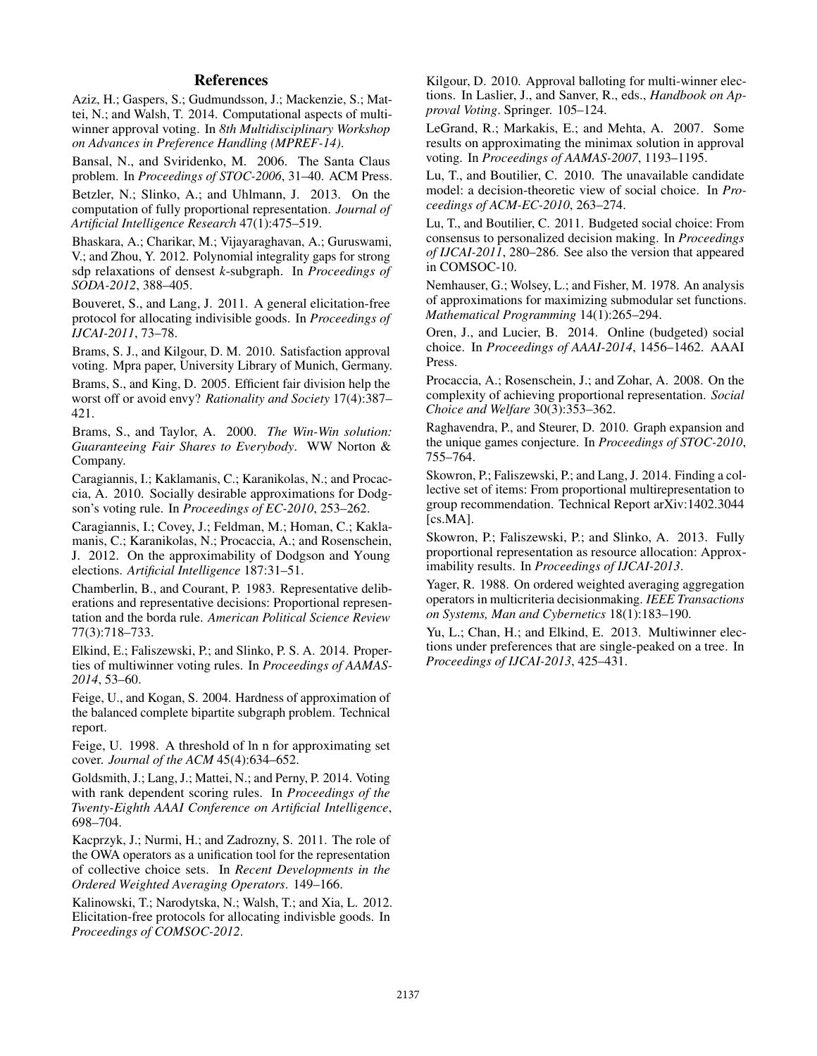## References

Aziz, H.; Gaspers, S.; Gudmundsson, J.; Mackenzie, S.; Mattei, N.; and Walsh, T. 2014. Computational aspects of multiwinner approval voting. In *8th Multidisciplinary Workshop on Advances in Preference Handling (MPREF-14)*.

Bansal, N., and Sviridenko, M. 2006. The Santa Claus problem. In *Proceedings of STOC-2006*, 31–40. ACM Press.

Betzler, N.; Slinko, A.; and Uhlmann, J. 2013. On the computation of fully proportional representation. *Journal of Artificial Intelligence Research* 47(1):475–519.

Bhaskara, A.; Charikar, M.; Vijayaraghavan, A.; Guruswami, V.; and Zhou, Y. 2012. Polynomial integrality gaps for strong sdp relaxations of densest *k*-subgraph. In *Proceedings of SODA-2012*, 388–405.

Bouveret, S., and Lang, J. 2011. A general elicitation-free protocol for allocating indivisible goods. In *Proceedings of IJCAI-2011*, 73–78.

Brams, S. J., and Kilgour, D. M. 2010. Satisfaction approval voting. Mpra paper, University Library of Munich, Germany.

Brams, S., and King, D. 2005. Efficient fair division help the worst off or avoid envy? *Rationality and Society* 17(4):387–421.

Brams, S., and Taylor, A. 2000. *The Win-Win solution: Guaranteeing Fair Shares to Everybody*. WW Norton & Company.

Caragiannis, I.; Kaklamanis, C.; Karanikolas, N.; and Procaccia, A. 2010. Socially desirable approximations for Dodgson's voting rule. In *Proceedings of EC-2010*, 253–262.

Caragiannis, I.; Covey, J.; Feldman, M.; Homan, C.; Kaklamanis, C.; Karanikolas, N.; Procaccia, A.; and Rosenschein, J. 2012. On the approximability of Dodgson and Young elections. *Artificial Intelligence* 187:31–51.

Chamberlin, B., and Courant, P. 1983. Representative deliberations and representative decisions: Proportional representation and the borda rule. *American Political Science Review* 77(3):718–733.

Elkind, E.; Faliszewski, P.; and Slinko, P. S. A. 2014. Properties of multiwinner voting rules. In *Proceedings of AAMAS-2014*, 53–60.

Feige, U., and Kogan, S. 2004. Hardness of approximation of the balanced complete bipartite subgraph problem. Technical report.

Feige, U. 1998. A threshold of ln n for approximating set cover. *Journal of the ACM* 45(4):634–652.

Goldsmith, J.; Lang, J.; Mattei, N.; and Perny, P. 2014. Voting with rank dependent scoring rules. In *Proceedings of the Twenty-Eighth AAAI Conference on Artificial Intelligence*, 698–704.

Kacprzyk, J.; Nurmi, H.; and Zadrozny, S. 2011. The role of the OWA operators as a unification tool for the representation of collective choice sets. In *Recent Developments in the Ordered Weighted Averaging Operators*. 149–166.

Kalinowski, T.; Narodytska, N.; Walsh, T.; and Xia, L. 2012. Elicitation-free protocols for allocating indivisble goods. In *Proceedings of COMSOC-2012*.

Kilgour, D. 2010. Approval balloting for multi-winner elections. In Laslier, J., and Sanver, R., eds., *Handbook on Approval Voting*. Springer. 105–124.

LeGrand, R.; Markakis, E.; and Mehta, A. 2007. Some results on approximating the minimax solution in approval voting. In *Proceedings of AAMAS-2007*, 1193–1195.

Lu, T., and Boutilier, C. 2010. The unavailable candidate model: a decision-theoretic view of social choice. In *Proceedings of ACM-EC-2010*, 263–274.

Lu, T., and Boutilier, C. 2011. Budgeted social choice: From consensus to personalized decision making. In *Proceedings of IJCAI-2011*, 280–286. See also the version that appeared in COMSOC-10.

Nemhauser, G.; Wolsey, L.; and Fisher, M. 1978. An analysis of approximations for maximizing submodular set functions. *Mathematical Programming* 14(1):265–294.

Oren, J., and Lucier, B. 2014. Online (budgeted) social choice. In *Proceedings of AAAI-2014*, 1456–1462. AAAI Press.

Procaccia, A.; Rosenschein, J.; and Zohar, A. 2008. On the complexity of achieving proportional representation. *Social Choice and Welfare* 30(3):353–362.

Raghavendra, P., and Steurer, D. 2010. Graph expansion and the unique games conjecture. In *Proceedings of STOC-2010*, 755–764.

Skowron, P.; Faliszewski, P.; and Lang, J. 2014. Finding a collective set of items: From proportional multirepresentation to group recommendation. Technical Report arXiv:1402.3044 [cs.MA].

Skowron, P.; Faliszewski, P.; and Slinko, A. 2013. Fully proportional representation as resource allocation: Approximability results. In *Proceedings of IJCAI-2013*.

Yager, R. 1988. On ordered weighted averaging aggregation operators in multicriteria decisionmaking. *IEEE Transactions on Systems, Man and Cybernetics* 18(1):183–190.

Yu, L.; Chan, H.; and Elkind, E. 2013. Multiwinner elections under preferences that are single-peaked on a tree. In *Proceedings of IJCAI-2013*, 425–431.